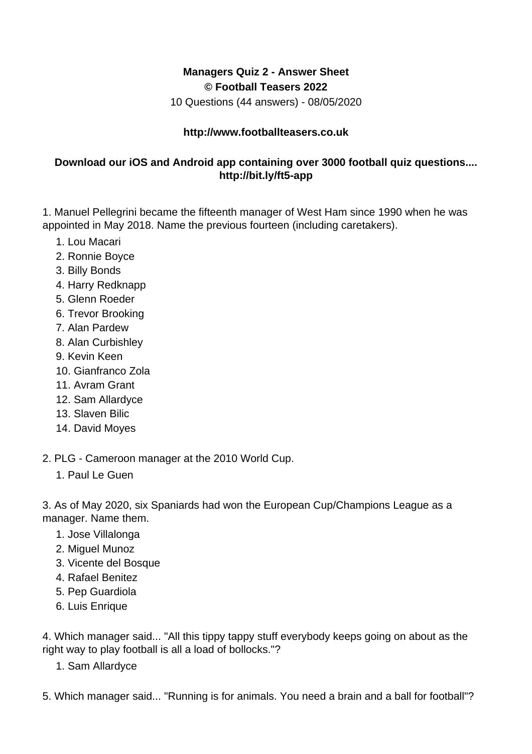**Managers Quiz 2 - Answer Sheet**
**© Football Teasers 2022**
10 Questions (44 answers) - 08/05/2020

**http://www.footballteasers.co.uk**

**Download our iOS and Android app containing over 3000 football quiz questions.... http://bit.ly/ft5-app**

1. Manuel Pellegrini became the fifteenth manager of West Ham since 1990 when he was appointed in May 2018. Name the previous fourteen (including caretakers).

    1. Lou Macari
    2. Ronnie Boyce
    3. Billy Bonds
    4. Harry Redknapp
    5. Glenn Roeder
    6. Trevor Brooking
    7. Alan Pardew
    8. Alan Curbishley
    9. Kevin Keen
    10. Gianfranco Zola
    11. Avram Grant
    12. Sam Allardyce
    13. Slaven Bilic
    14. David Moyes

2. PLG - Cameroon manager at the 2010 World Cup.

    1. Paul Le Guen

3. As of May 2020, six Spaniards had won the European Cup/Champions League as a manager. Name them.

    1. Jose Villalonga
    2. Miguel Munoz
    3. Vicente del Bosque
    4. Rafael Benitez
    5. Pep Guardiola
    6. Luis Enrique

4. Which manager said... "All this tippy tappy stuff everybody keeps going on about as the right way to play football is all a load of bollocks."?

    1. Sam Allardyce

5. Which manager said... "Running is for animals. You need a brain and a ball for football"?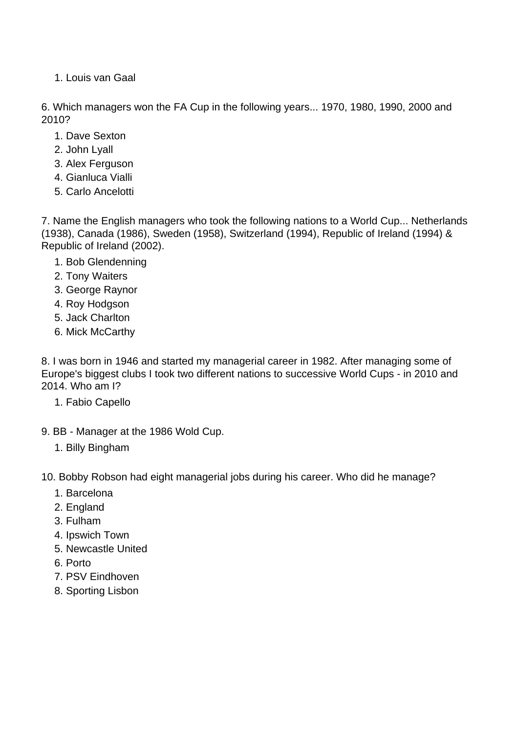1. Louis van Gaal

6. Which managers won the FA Cup in the following years... 1970, 1980, 1990, 2000 and 2010?

1. Dave Sexton
2. John Lyall
3. Alex Ferguson
4. Gianluca Vialli
5. Carlo Ancelotti

7. Name the English managers who took the following nations to a World Cup... Netherlands (1938), Canada (1986), Sweden (1958), Switzerland (1994), Republic of Ireland (1994) & Republic of Ireland (2002).

1. Bob Glendenning
2. Tony Waiters
3. George Raynor
4. Roy Hodgson
5. Jack Charlton
6. Mick McCarthy

8. I was born in 1946 and started my managerial career in 1982. After managing some of Europe's biggest clubs I took two different nations to successive World Cups - in 2010 and 2014. Who am I?

1. Fabio Capello

9. BB - Manager at the 1986 Wold Cup.

1. Billy Bingham

10. Bobby Robson had eight managerial jobs during his career. Who did he manage?

1. Barcelona
2. England
3. Fulham
4. Ipswich Town
5. Newcastle United
6. Porto
7. PSV Eindhoven
8. Sporting Lisbon